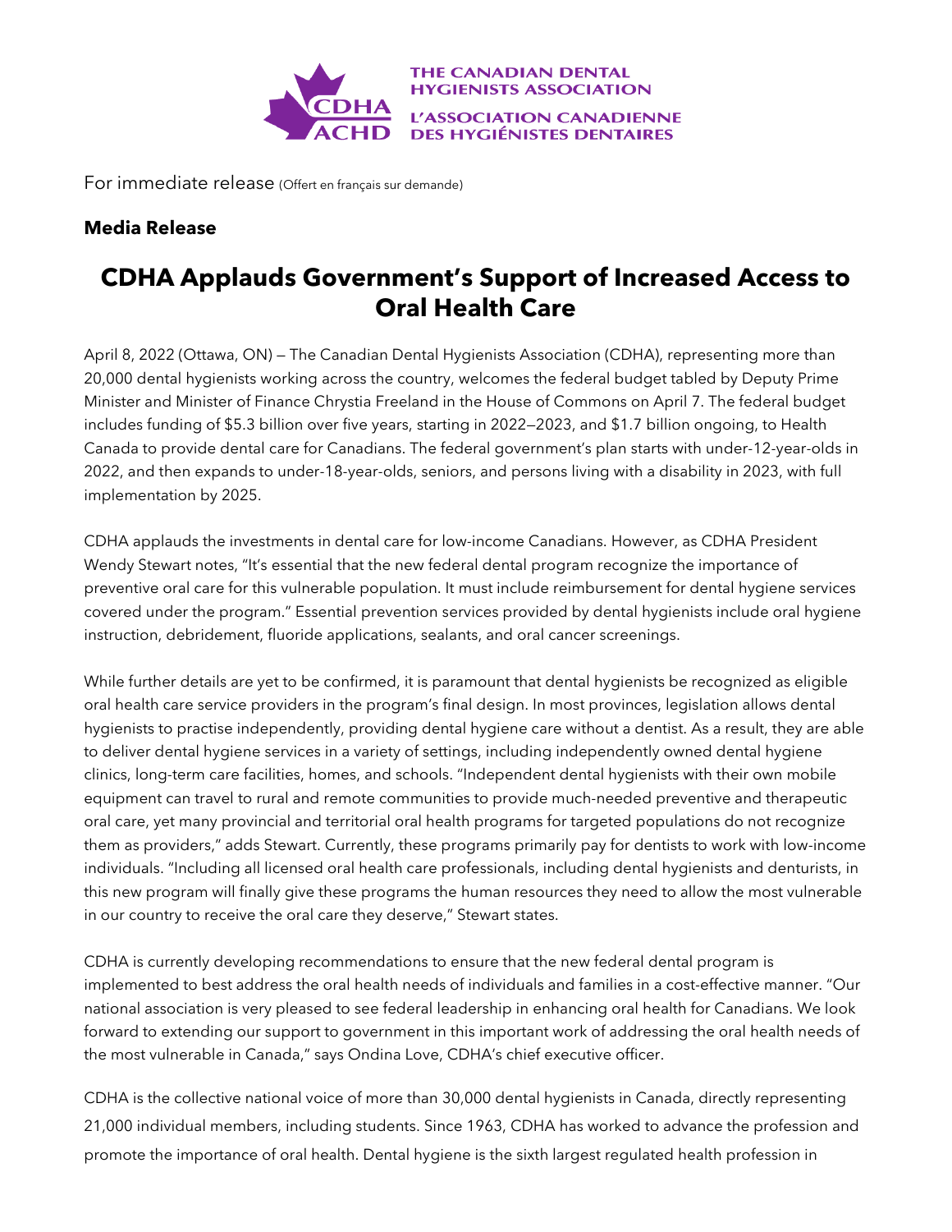THE CANADIAN DENTAL HYGIENISTS ASSOCIATION

L'ASSOCIATION CANADIENNE DES HYGIÉNISTES DENTAIRES

For immediate release (Offert en français sur demande)

**Media Release**

# CDHA Applauds Government's Support of Increased Access to Oral Health Care

April 8, 2022 (Ottawa, ON) — The Canadian Dental Hygienists Association (CDHA), representing more than 20,000 dental hygienists working across the country, welcomes the federal budget tabled by Deputy Prime Minister and Minister of Finance Chrystia Freeland in the House of Commons on April 7. The federal budget includes funding of $5.3 billion over five years, starting in 2022—2023, and $1.7 billion ongoing, to Health Canada to provide dental care for Canadians. The federal government's plan starts with under-12-year-olds in 2022, and then expands to under-18-year-olds, seniors, and persons living with a disability in 2023, with full implementation by 2025.

CDHA applauds the investments in dental care for low-income Canadians. However, as CDHA President Wendy Stewart notes, "It's essential that the new federal dental program recognize the importance of preventive oral care for this vulnerable population. It must include reimbursement for dental hygiene services covered under the program." Essential prevention services provided by dental hygienists include oral hygiene instruction, debridement, fluoride applications, sealants, and oral cancer screenings.

While further details are yet to be confirmed, it is paramount that dental hygienists be recognized as eligible oral health care service providers in the program's final design. In most provinces, legislation allows dental hygienists to practise independently, providing dental hygiene care without a dentist. As a result, they are able to deliver dental hygiene services in a variety of settings, including independently owned dental hygiene clinics, long-term care facilities, homes, and schools. "Independent dental hygienists with their own mobile equipment can travel to rural and remote communities to provide much-needed preventive and therapeutic oral care, yet many provincial and territorial oral health programs for targeted populations do not recognize them as providers," adds Stewart. Currently, these programs primarily pay for dentists to work with low-income individuals. "Including all licensed oral health care professionals, including dental hygienists and denturists, in this new program will finally give these programs the human resources they need to allow the most vulnerable in our country to receive the oral care they deserve," Stewart states.

CDHA is currently developing recommendations to ensure that the new federal dental program is implemented to best address the oral health needs of individuals and families in a cost-effective manner. "Our national association is very pleased to see federal leadership in enhancing oral health for Canadians. We look forward to extending our support to government in this important work of addressing the oral health needs of the most vulnerable in Canada," says Ondina Love, CDHA's chief executive officer.

CDHA is the collective national voice of more than 30,000 dental hygienists in Canada, directly representing 21,000 individual members, including students. Since 1963, CDHA has worked to advance the profession and promote the importance of oral health. Dental hygiene is the sixth largest regulated health profession in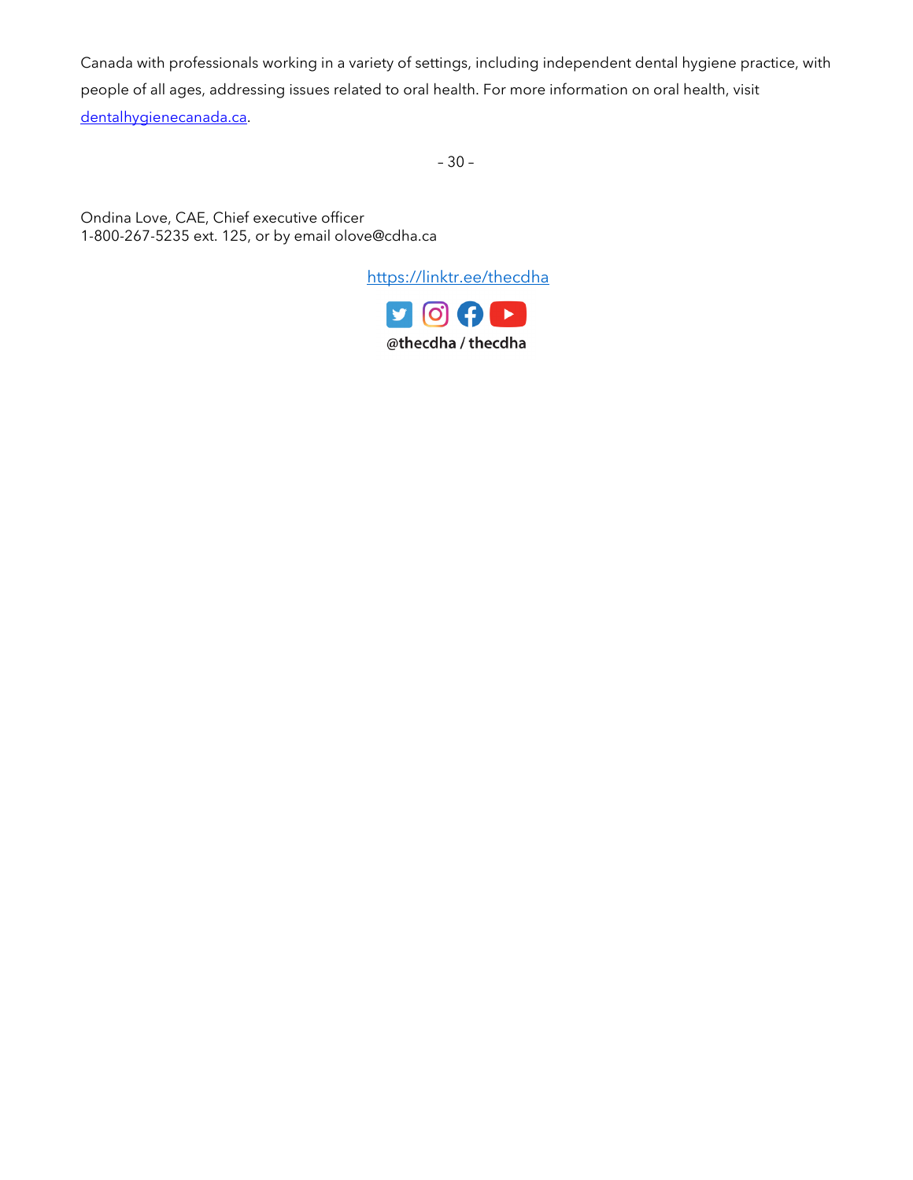Canada with professionals working in a variety of settings, including independent dental hygiene practice, with people of all ages, addressing issues related to oral health. For more information on oral health, visit [dentalhygienecanada.ca](https://dentalhygienecanada.ca).

– 30 –

Ondina Love, CAE, Chief executive officer
1-800-267-5235 ext. 125, or by email olove@cdha.ca

[https://linktr.ee/thecdha](https://linktr.ee/thecdha)

**@thecdha / thecdha**